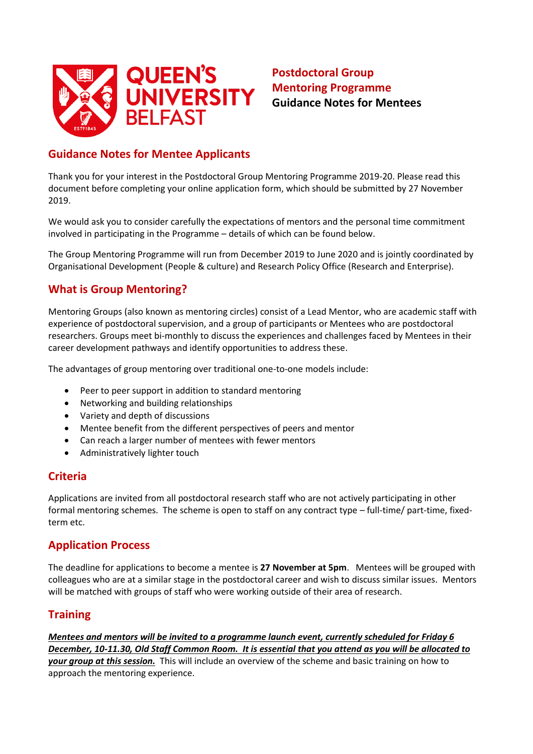# Postdoctoral Group Mentoring Programme

**Guidance Notes for Mentees**

## Guidance Notes for Mentee Applicants

Thank you for your interest in the Postdoctoral Group Mentoring Programme 2019-20. Please read this document before completing your online application form, which should be submitted by 27 November 2019.

We would ask you to consider carefully the expectations of mentors and the personal time commitment involved in participating in the Programme – details of which can be found below.

The Group Mentoring Programme will run from December 2019 to June 2020 and is jointly coordinated by Organisational Development (People & culture) and Research Policy Office (Research and Enterprise).

## What is Group Mentoring?

Mentoring Groups (also known as mentoring circles) consist of a Lead Mentor, who are academic staff with experience of postdoctoral supervision, and a group of participants or Mentees who are postdoctoral researchers. Groups meet bi-monthly to discuss the experiences and challenges faced by Mentees in their career development pathways and identify opportunities to address these.

The advantages of group mentoring over traditional one-to-one models include:

- Peer to peer support in addition to standard mentoring
- Networking and building relationships
- Variety and depth of discussions
- Mentee benefit from the different perspectives of peers and mentor
- Can reach a larger number of mentees with fewer mentors
- Administratively lighter touch

## Criteria

Applications are invited from all postdoctoral research staff who are not actively participating in other formal mentoring schemes. The scheme is open to staff on any contract type – full-time/ part-time, fixed-term etc.

## Application Process

The deadline for applications to become a mentee is **27 November at 5pm**. Mentees will be grouped with colleagues who are at a similar stage in the postdoctoral career and wish to discuss similar issues. Mentors will be matched with groups of staff who were working outside of their area of research.

## Training

***Mentees and mentors will be invited to a programme launch event, currently scheduled for Friday 6 December, 10-11.30, Old Staff Common Room. It is essential that you attend as you will be allocated to your group at this session.*** This will include an overview of the scheme and basic training on how to approach the mentoring experience.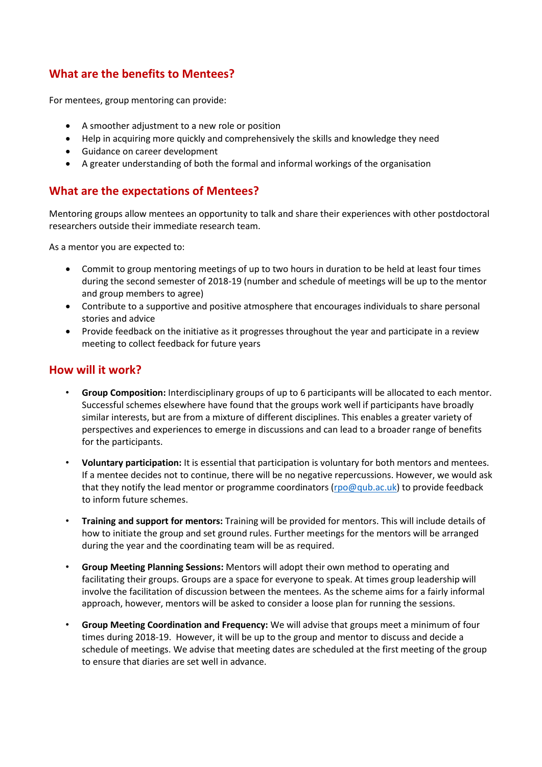## What are the benefits to Mentees?

For mentees, group mentoring can provide:

- A smoother adjustment to a new role or position
- Help in acquiring more quickly and comprehensively the skills and knowledge they need
- Guidance on career development
- A greater understanding of both the formal and informal workings of the organisation

## What are the expectations of Mentees?

Mentoring groups allow mentees an opportunity to talk and share their experiences with other postdoctoral researchers outside their immediate research team.

As a mentor you are expected to:

- Commit to group mentoring meetings of up to two hours in duration to be held at least four times during the second semester of 2018-19 (number and schedule of meetings will be up to the mentor and group members to agree)
- Contribute to a supportive and positive atmosphere that encourages individuals to share personal stories and advice
- Provide feedback on the initiative as it progresses throughout the year and participate in a review meeting to collect feedback for future years

## How will it work?

- **Group Composition:** Interdisciplinary groups of up to 6 participants will be allocated to each mentor. Successful schemes elsewhere have found that the groups work well if participants have broadly similar interests, but are from a mixture of different disciplines. This enables a greater variety of perspectives and experiences to emerge in discussions and can lead to a broader range of benefits for the participants.

- **Voluntary participation:** It is essential that participation is voluntary for both mentors and mentees. If a mentee decides not to continue, there will be no negative repercussions. However, we would ask that they notify the lead mentor or programme coordinators (rpo@qub.ac.uk) to provide feedback to inform future schemes.

- **Training and support for mentors:** Training will be provided for mentors. This will include details of how to initiate the group and set ground rules. Further meetings for the mentors will be arranged during the year and the coordinating team will be as required.

- **Group Meeting Planning Sessions:** Mentors will adopt their own method to operating and facilitating their groups. Groups are a space for everyone to speak. At times group leadership will involve the facilitation of discussion between the mentees. As the scheme aims for a fairly informal approach, however, mentors will be asked to consider a loose plan for running the sessions.

- **Group Meeting Coordination and Frequency:** We will advise that groups meet a minimum of four times during 2018-19. However, it will be up to the group and mentor to discuss and decide a schedule of meetings. We advise that meeting dates are scheduled at the first meeting of the group to ensure that diaries are set well in advance.